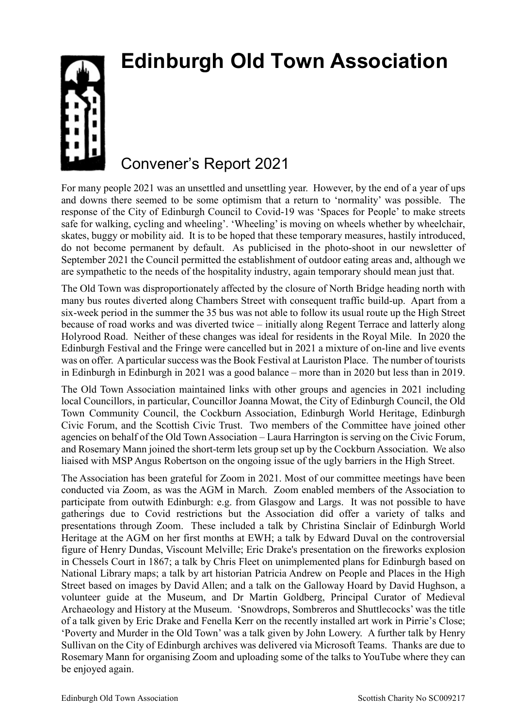# Edinburgh Old Town Association

## Convener's Report 2021

For many people 2021 was an unsettled and unsettling year. However, by the end of a year of ups and downs there seemed to be some optimism that a return to 'normality' was possible. The response of the City of Edinburgh Council to Covid-19 was 'Spaces for People' to make streets safe for walking, cycling and wheeling'. 'Wheeling' is moving on wheels whether by wheelchair, skates, buggy or mobility aid. It is to be hoped that these temporary measures, hastily introduced, do not become permanent by default. As publicised in the photo-shoot in our newsletter of September 2021 the Council permitted the establishment of outdoor eating areas and, although we are sympathetic to the needs of the hospitality industry, again temporary should mean just that.

The Old Town was disproportionately affected by the closure of North Bridge heading north with many bus routes diverted along Chambers Street with consequent traffic build-up. Apart from a six-week period in the summer the 35 bus was not able to follow its usual route up the High Street because of road works and was diverted twice – initially along Regent Terrace and latterly along Holyrood Road. Neither of these changes was ideal for residents in the Royal Mile. In 2020 the Edinburgh Festival and the Fringe were cancelled but in 2021 a mixture of on-line and live events was on offer. A particular success was the Book Festival at Lauriston Place. The number of tourists in Edinburgh in Edinburgh in 2021 was a good balance – more than in 2020 but less than in 2019.

The Old Town Association maintained links with other groups and agencies in 2021 including local Councillors, in particular, Councillor Joanna Mowat, the City of Edinburgh Council, the Old Town Community Council, the Cockburn Association, Edinburgh World Heritage, Edinburgh Civic Forum, and the Scottish Civic Trust. Two members of the Committee have joined other agencies on behalf of the Old Town Association – Laura Harrington is serving on the Civic Forum, and Rosemary Mann joined the short-term lets group set up by the Cockburn Association. We also liaised with MSP Angus Robertson on the ongoing issue of the ugly barriers in the High Street.

The Association has been grateful for Zoom in 2021. Most of our committee meetings have been conducted via Zoom, as was the AGM in March. Zoom enabled members of the Association to participate from outwith Edinburgh: e.g. from Glasgow and Largs. It was not possible to have gatherings due to Covid restrictions but the Association did offer a variety of talks and presentations through Zoom. These included a talk by Christina Sinclair of Edinburgh World Heritage at the AGM on her first months at EWH; a talk by Edward Duval on the controversial figure of Henry Dundas, Viscount Melville; Eric Drake's presentation on the fireworks explosion in Chessels Court in 1867; a talk by Chris Fleet on unimplemented plans for Edinburgh based on National Library maps; a talk by art historian Patricia Andrew on People and Places in the High Street based on images by David Allen; and a talk on the Galloway Hoard by David Hughson, a volunteer guide at the Museum, and Dr Martin Goldberg, Principal Curator of Medieval Archaeology and History at the Museum. 'Snowdrops, Sombreros and Shuttlecocks' was the title of a talk given by Eric Drake and Fenella Kerr on the recently installed art work in Pirrie's Close; 'Poverty and Murder in the Old Town' was a talk given by John Lowery. A further talk by Henry Sullivan on the City of Edinburgh archives was delivered via Microsoft Teams. Thanks are due to Rosemary Mann for organising Zoom and uploading some of the talks to YouTube where they can be enjoyed again.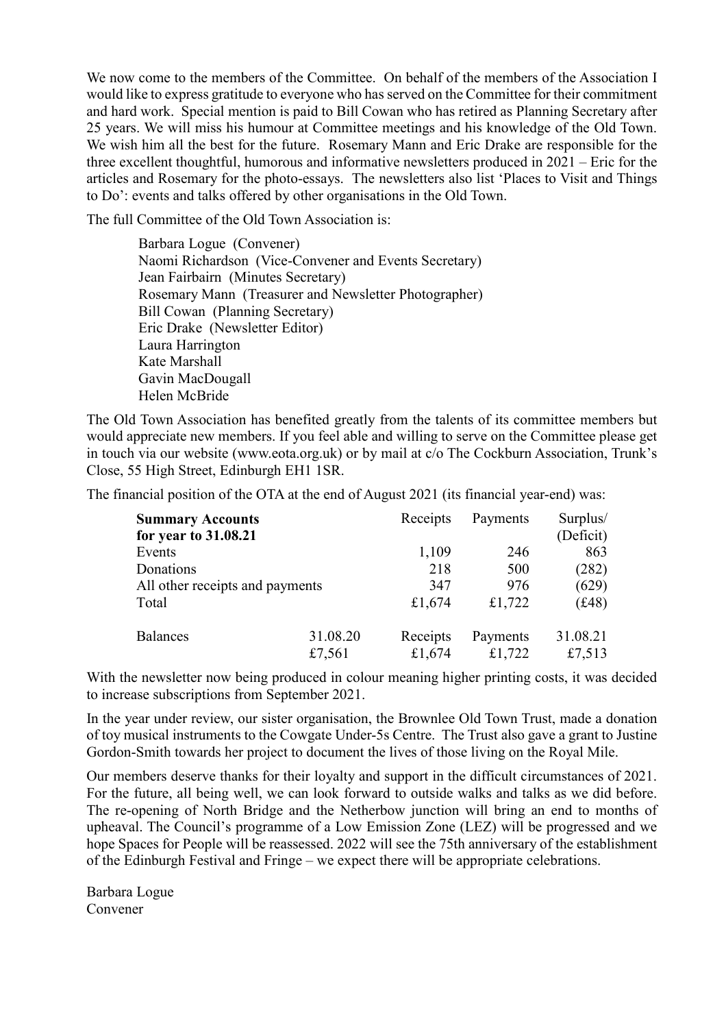We now come to the members of the Committee. On behalf of the members of the Association I would like to express gratitude to everyone who has served on the Committee for their commitment and hard work. Special mention is paid to Bill Cowan who has retired as Planning Secretary after 25 years. We will miss his humour at Committee meetings and his knowledge of the Old Town. We wish him all the best for the future. Rosemary Mann and Eric Drake are responsible for the three excellent thoughtful, humorous and informative newsletters produced in 2021 – Eric for the articles and Rosemary for the photo-essays. The newsletters also list 'Places to Visit and Things to Do': events and talks offered by other organisations in the Old Town.

The full Committee of the Old Town Association is:

Barbara Logue (Convener)
Naomi Richardson (Vice-Convener and Events Secretary)
Jean Fairbairn (Minutes Secretary)
Rosemary Mann (Treasurer and Newsletter Photographer)
Bill Cowan (Planning Secretary)
Eric Drake (Newsletter Editor)
Laura Harrington
Kate Marshall
Gavin MacDougall
Helen McBride

The Old Town Association has benefited greatly from the talents of its committee members but would appreciate new members. If you feel able and willing to serve on the Committee please get in touch via our website (www.eota.org.uk) or by mail at c/o The Cockburn Association, Trunk's Close, 55 High Street, Edinburgh EH1 1SR.

The financial position of the OTA at the end of August 2021 (its financial year-end) was:

| **Summary Accounts for year to 31.08.21** | | Receipts | Payments | Surplus/ (Deficit) |
|---|---|---|---|---|
| Events | | 1,109 | 246 | 863 |
| Donations | | 218 | 500 | (282) |
| All other receipts and payments | | 347 | 976 | (629) |
| Total | | £1,674 | £1,722 | (£48) |
| | | | | |
| Balances | 31.08.20 | Receipts | Payments | 31.08.21 |
| | £7,561 | £1,674 | £1,722 | £7,513 |

With the newsletter now being produced in colour meaning higher printing costs, it was decided to increase subscriptions from September 2021.

In the year under review, our sister organisation, the Brownlee Old Town Trust, made a donation of toy musical instruments to the Cowgate Under-5s Centre. The Trust also gave a grant to Justine Gordon-Smith towards her project to document the lives of those living on the Royal Mile.

Our members deserve thanks for their loyalty and support in the difficult circumstances of 2021. For the future, all being well, we can look forward to outside walks and talks as we did before. The re-opening of North Bridge and the Netherbow junction will bring an end to months of upheaval. The Council's programme of a Low Emission Zone (LEZ) will be progressed and we hope Spaces for People will be reassessed. 2022 will see the 75th anniversary of the establishment of the Edinburgh Festival and Fringe – we expect there will be appropriate celebrations.

Barbara Logue
Convener